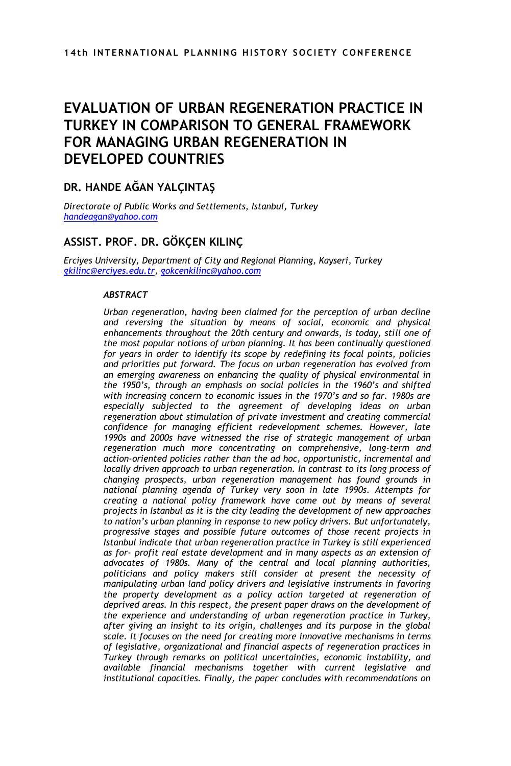# EVALUATION OF URBAN REGENERATION PRACTICE IN TURKEY IN COMPARISON TO GENERAL FRAMEWORK FOR MANAGING URBAN REGENERATION IN DEVELOPED COUNTRIES

## DR. HANDE AĞAN YALÇINTAŞ

*Directorate of Public Works and Settlements, Istanbul, Turkey*
*handeagan@yahoo.com*

## ASSIST. PROF. DR. GÖKÇEN KILINÇ

*Erciyes University, Department of City and Regional Planning, Kayseri, Turkey*
*gkilinc@erciyes.edu.tr, gokcenkilinc@yahoo.com*

### *ABSTRACT*

*Urban regeneration, having been claimed for the perception of urban decline and reversing the situation by means of social, economic and physical enhancements throughout the 20th century and onwards, is today, still one of the most popular notions of urban planning. It has been continually questioned for years in order to identify its scope by redefining its focal points, policies and priorities put forward. The focus on urban regeneration has evolved from an emerging awareness on enhancing the quality of physical environmental in the 1950's, through an emphasis on social policies in the 1960's and shifted with increasing concern to economic issues in the 1970's and so far. 1980s are especially subjected to the agreement of developing ideas on urban regeneration about stimulation of private investment and creating commercial confidence for managing efficient redevelopment schemes. However, late 1990s and 2000s have witnessed the rise of strategic management of urban regeneration much more concentrating on comprehensive, long-term and action-oriented policies rather than the ad hoc, opportunistic, incremental and locally driven approach to urban regeneration. In contrast to its long process of changing prospects, urban regeneration management has found grounds in national planning agenda of Turkey very soon in late 1990s. Attempts for creating a national policy framework have come out by means of several projects in Istanbul as it is the city leading the development of new approaches to nation's urban planning in response to new policy drivers. But unfortunately, progressive stages and possible future outcomes of those recent projects in Istanbul indicate that urban regeneration practice in Turkey is still experienced as for- profit real estate development and in many aspects as an extension of advocates of 1980s. Many of the central and local planning authorities, politicians and policy makers still consider at present the necessity of manipulating urban land policy drivers and legislative instruments in favoring the property development as a policy action targeted at regeneration of deprived areas. In this respect, the present paper draws on the development of the experience and understanding of urban regeneration practice in Turkey, after giving an insight to its origin, challenges and its purpose in the global scale. It focuses on the need for creating more innovative mechanisms in terms of legislative, organizational and financial aspects of regeneration practices in Turkey through remarks on political uncertainties, economic instability, and available financial mechanisms together with current legislative and institutional capacities. Finally, the paper concludes with recommendations on*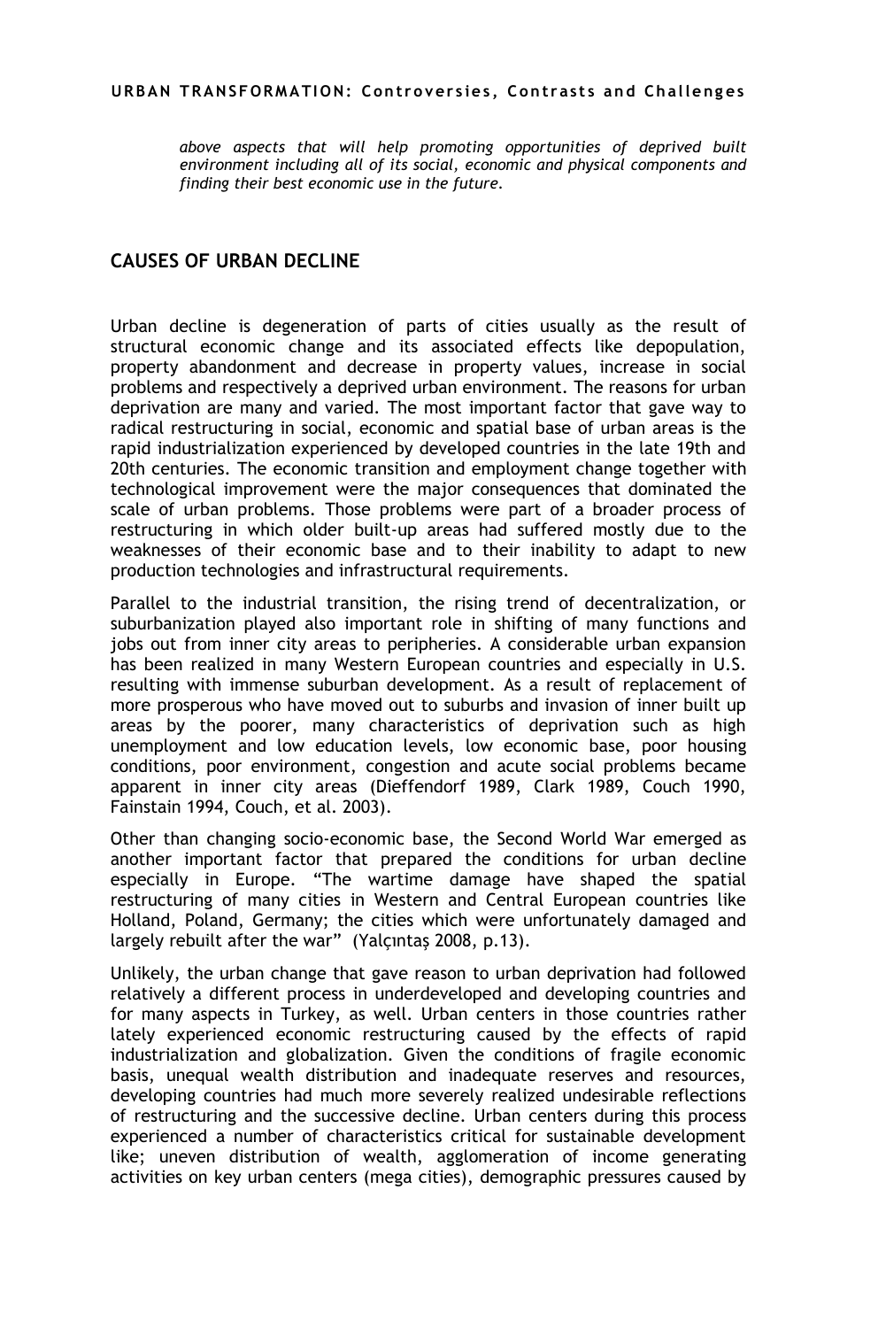*above aspects that will help promoting opportunities of deprived built environment including all of its social, economic and physical components and finding their best economic use in the future.*

## CAUSES OF URBAN DECLINE

Urban decline is degeneration of parts of cities usually as the result of structural economic change and its associated effects like depopulation, property abandonment and decrease in property values, increase in social problems and respectively a deprived urban environment. The reasons for urban deprivation are many and varied. The most important factor that gave way to radical restructuring in social, economic and spatial base of urban areas is the rapid industrialization experienced by developed countries in the late 19th and 20th centuries. The economic transition and employment change together with technological improvement were the major consequences that dominated the scale of urban problems. Those problems were part of a broader process of restructuring in which older built-up areas had suffered mostly due to the weaknesses of their economic base and to their inability to adapt to new production technologies and infrastructural requirements.

Parallel to the industrial transition, the rising trend of decentralization, or suburbanization played also important role in shifting of many functions and jobs out from inner city areas to peripheries. A considerable urban expansion has been realized in many Western European countries and especially in U.S. resulting with immense suburban development. As a result of replacement of more prosperous who have moved out to suburbs and invasion of inner built up areas by the poorer, many characteristics of deprivation such as high unemployment and low education levels, low economic base, poor housing conditions, poor environment, congestion and acute social problems became apparent in inner city areas (Dieffendorf 1989, Clark 1989, Couch 1990, Fainstain 1994, Couch, et al. 2003).

Other than changing socio-economic base, the Second World War emerged as another important factor that prepared the conditions for urban decline especially in Europe. "The wartime damage have shaped the spatial restructuring of many cities in Western and Central European countries like Holland, Poland, Germany; the cities which were unfortunately damaged and largely rebuilt after the war" (Yalçıntaş 2008, p.13).

Unlikely, the urban change that gave reason to urban deprivation had followed relatively a different process in underdeveloped and developing countries and for many aspects in Turkey, as well. Urban centers in those countries rather lately experienced economic restructuring caused by the effects of rapid industrialization and globalization. Given the conditions of fragile economic basis, unequal wealth distribution and inadequate reserves and resources, developing countries had much more severely realized undesirable reflections of restructuring and the successive decline. Urban centers during this process experienced a number of characteristics critical for sustainable development like; uneven distribution of wealth, agglomeration of income generating activities on key urban centers (mega cities), demographic pressures caused by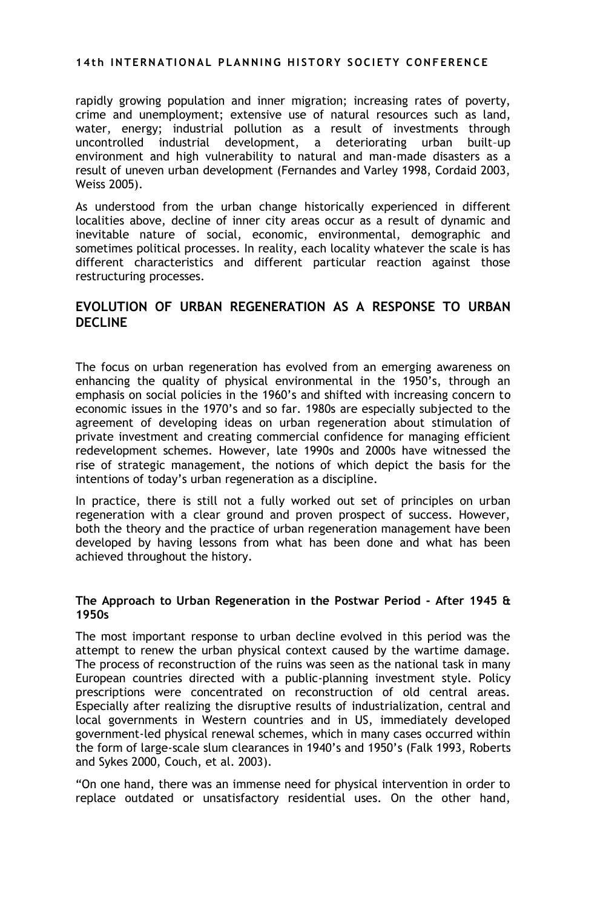rapidly growing population and inner migration; increasing rates of poverty, crime and unemployment; extensive use of natural resources such as land, water, energy; industrial pollution as a result of investments through uncontrolled industrial development, a deteriorating urban built-up environment and high vulnerability to natural and man-made disasters as a result of uneven urban development (Fernandes and Varley 1998, Cordaid 2003, Weiss 2005).

As understood from the urban change historically experienced in different localities above, decline of inner city areas occur as a result of dynamic and inevitable nature of social, economic, environmental, demographic and sometimes political processes. In reality, each locality whatever the scale is has different characteristics and different particular reaction against those restructuring processes.

## EVOLUTION OF URBAN REGENERATION AS A RESPONSE TO URBAN DECLINE

The focus on urban regeneration has evolved from an emerging awareness on enhancing the quality of physical environmental in the 1950's, through an emphasis on social policies in the 1960's and shifted with increasing concern to economic issues in the 1970's and so far. 1980s are especially subjected to the agreement of developing ideas on urban regeneration about stimulation of private investment and creating commercial confidence for managing efficient redevelopment schemes. However, late 1990s and 2000s have witnessed the rise of strategic management, the notions of which depict the basis for the intentions of today's urban regeneration as a discipline.

In practice, there is still not a fully worked out set of principles on urban regeneration with a clear ground and proven prospect of success. However, both the theory and the practice of urban regeneration management have been developed by having lessons from what has been done and what has been achieved throughout the history.

### The Approach to Urban Regeneration in the Postwar Period – After 1945 & 1950s

The most important response to urban decline evolved in this period was the attempt to renew the urban physical context caused by the wartime damage. The process of reconstruction of the ruins was seen as the national task in many European countries directed with a public-planning investment style. Policy prescriptions were concentrated on reconstruction of old central areas. Especially after realizing the disruptive results of industrialization, central and local governments in Western countries and in US, immediately developed government-led physical renewal schemes, which in many cases occurred within the form of large-scale slum clearances in 1940's and 1950's (Falk 1993, Roberts and Sykes 2000, Couch, et al. 2003).

"On one hand, there was an immense need for physical intervention in order to replace outdated or unsatisfactory residential uses. On the other hand,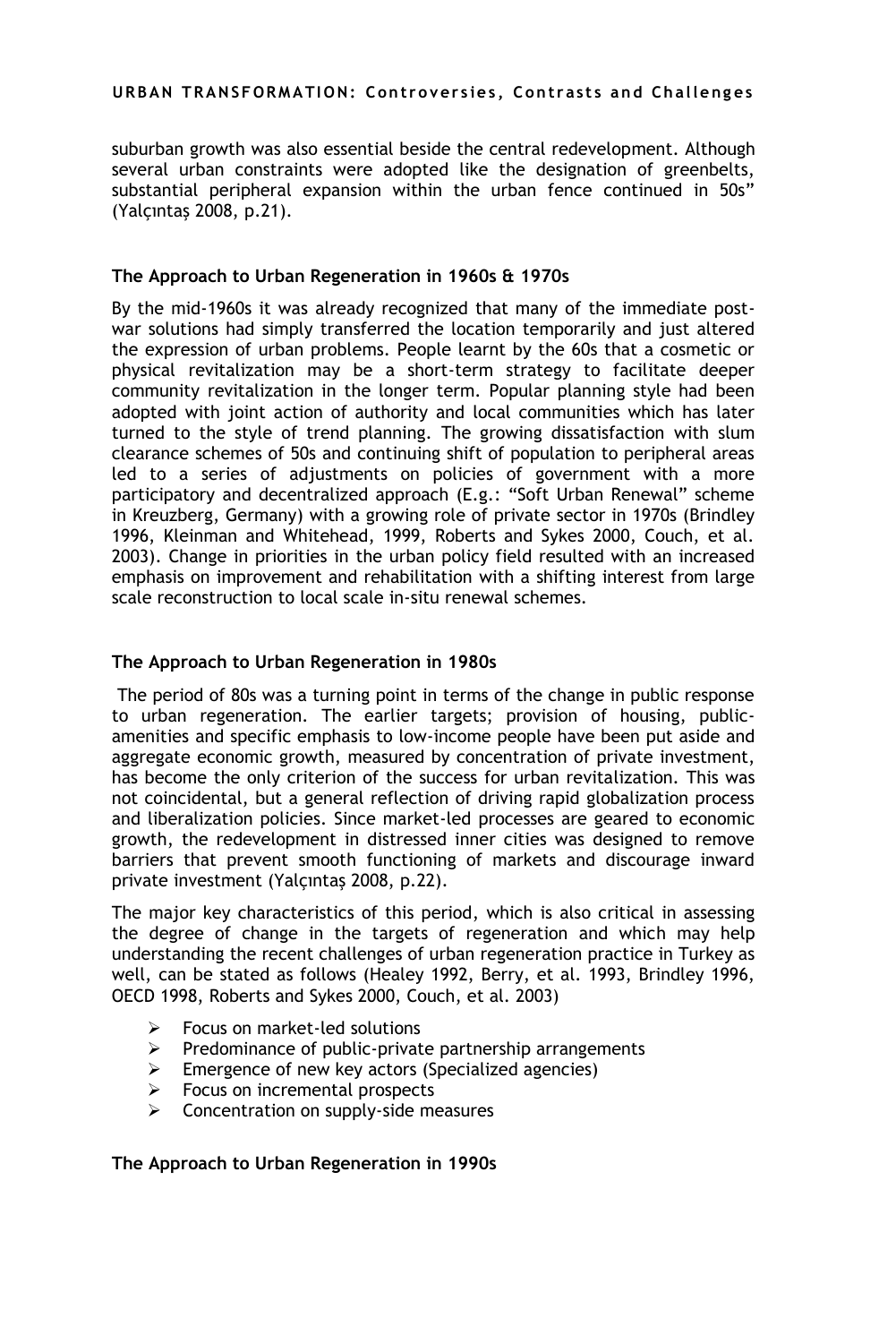suburban growth was also essential beside the central redevelopment. Although several urban constraints were adopted like the designation of greenbelts, substantial peripheral expansion within the urban fence continued in 50s" (Yalçıntaş 2008, p.21).

### The Approach to Urban Regeneration in 1960s & 1970s

By the mid-1960s it was already recognized that many of the immediate post-war solutions had simply transferred the location temporarily and just altered the expression of urban problems. People learnt by the 60s that a cosmetic or physical revitalization may be a short-term strategy to facilitate deeper community revitalization in the longer term. Popular planning style had been adopted with joint action of authority and local communities which has later turned to the style of trend planning. The growing dissatisfaction with slum clearance schemes of 50s and continuing shift of population to peripheral areas led to a series of adjustments on policies of government with a more participatory and decentralized approach (E.g.: "Soft Urban Renewal" scheme in Kreuzberg, Germany) with a growing role of private sector in 1970s (Brindley 1996, Kleinman and Whitehead, 1999, Roberts and Sykes 2000, Couch, et al. 2003). Change in priorities in the urban policy field resulted with an increased emphasis on improvement and rehabilitation with a shifting interest from large scale reconstruction to local scale in-situ renewal schemes.

### The Approach to Urban Regeneration in 1980s

The period of 80s was a turning point in terms of the change in public response to urban regeneration. The earlier targets; provision of housing, public-amenities and specific emphasis to low-income people have been put aside and aggregate economic growth, measured by concentration of private investment, has become the only criterion of the success for urban revitalization. This was not coincidental, but a general reflection of driving rapid globalization process and liberalization policies. Since market-led processes are geared to economic growth, the redevelopment in distressed inner cities was designed to remove barriers that prevent smooth functioning of markets and discourage inward private investment (Yalçıntaş 2008, p.22).

The major key characteristics of this period, which is also critical in assessing the degree of change in the targets of regeneration and which may help understanding the recent challenges of urban regeneration practice in Turkey as well, can be stated as follows (Healey 1992, Berry, et al. 1993, Brindley 1996, OECD 1998, Roberts and Sykes 2000, Couch, et al. 2003)

- Focus on market-led solutions
- Predominance of public-private partnership arrangements
- Emergence of new key actors (Specialized agencies)
- Focus on incremental prospects
- Concentration on supply-side measures

### The Approach to Urban Regeneration in 1990s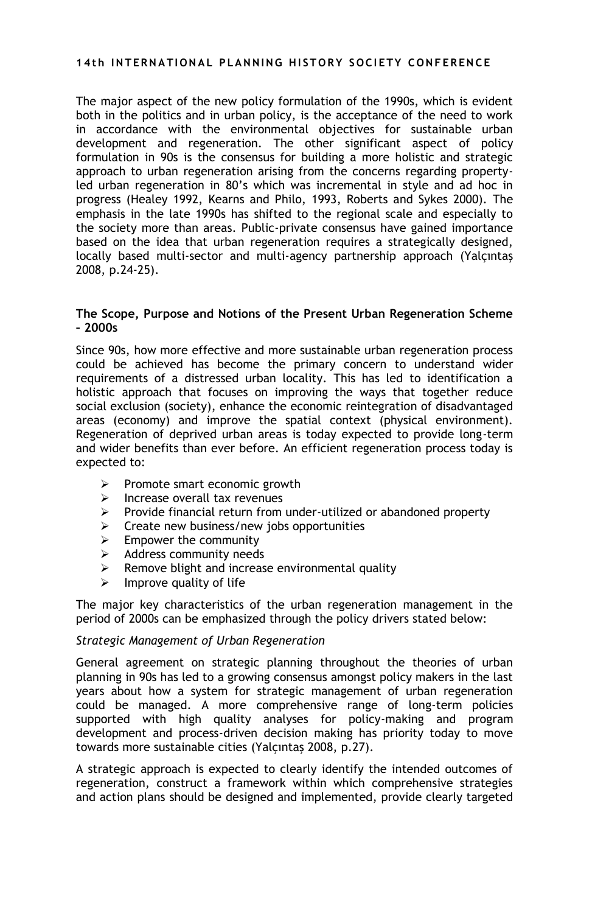The major aspect of the new policy formulation of the 1990s, which is evident both in the politics and in urban policy, is the acceptance of the need to work in accordance with the environmental objectives for sustainable urban development and regeneration. The other significant aspect of policy formulation in 90s is the consensus for building a more holistic and strategic approach to urban regeneration arising from the concerns regarding property-led urban regeneration in 80's which was incremental in style and ad hoc in progress (Healey 1992, Kearns and Philo, 1993, Roberts and Sykes 2000). The emphasis in the late 1990s has shifted to the regional scale and especially to the society more than areas. Public-private consensus have gained importance based on the idea that urban regeneration requires a strategically designed, locally based multi-sector and multi-agency partnership approach (Yalçıntaş 2008, p.24-25).

### The Scope, Purpose and Notions of the Present Urban Regeneration Scheme – 2000s

Since 90s, how more effective and more sustainable urban regeneration process could be achieved has become the primary concern to understand wider requirements of a distressed urban locality. This has led to identification a holistic approach that focuses on improving the ways that together reduce social exclusion (society), enhance the economic reintegration of disadvantaged areas (economy) and improve the spatial context (physical environment). Regeneration of deprived urban areas is today expected to provide long-term and wider benefits than ever before. An efficient regeneration process today is expected to:

- Promote smart economic growth
- Increase overall tax revenues
- Provide financial return from under-utilized or abandoned property
- Create new business/new jobs opportunities
- Empower the community
- Address community needs
- Remove blight and increase environmental quality
- Improve quality of life

The major key characteristics of the urban regeneration management in the period of 2000s can be emphasized through the policy drivers stated below:

*Strategic Management of Urban Regeneration*

General agreement on strategic planning throughout the theories of urban planning in 90s has led to a growing consensus amongst policy makers in the last years about how a system for strategic management of urban regeneration could be managed. A more comprehensive range of long-term policies supported with high quality analyses for policy-making and program development and process-driven decision making has priority today to move towards more sustainable cities (Yalçıntaş 2008, p.27).

A strategic approach is expected to clearly identify the intended outcomes of regeneration, construct a framework within which comprehensive strategies and action plans should be designed and implemented, provide clearly targeted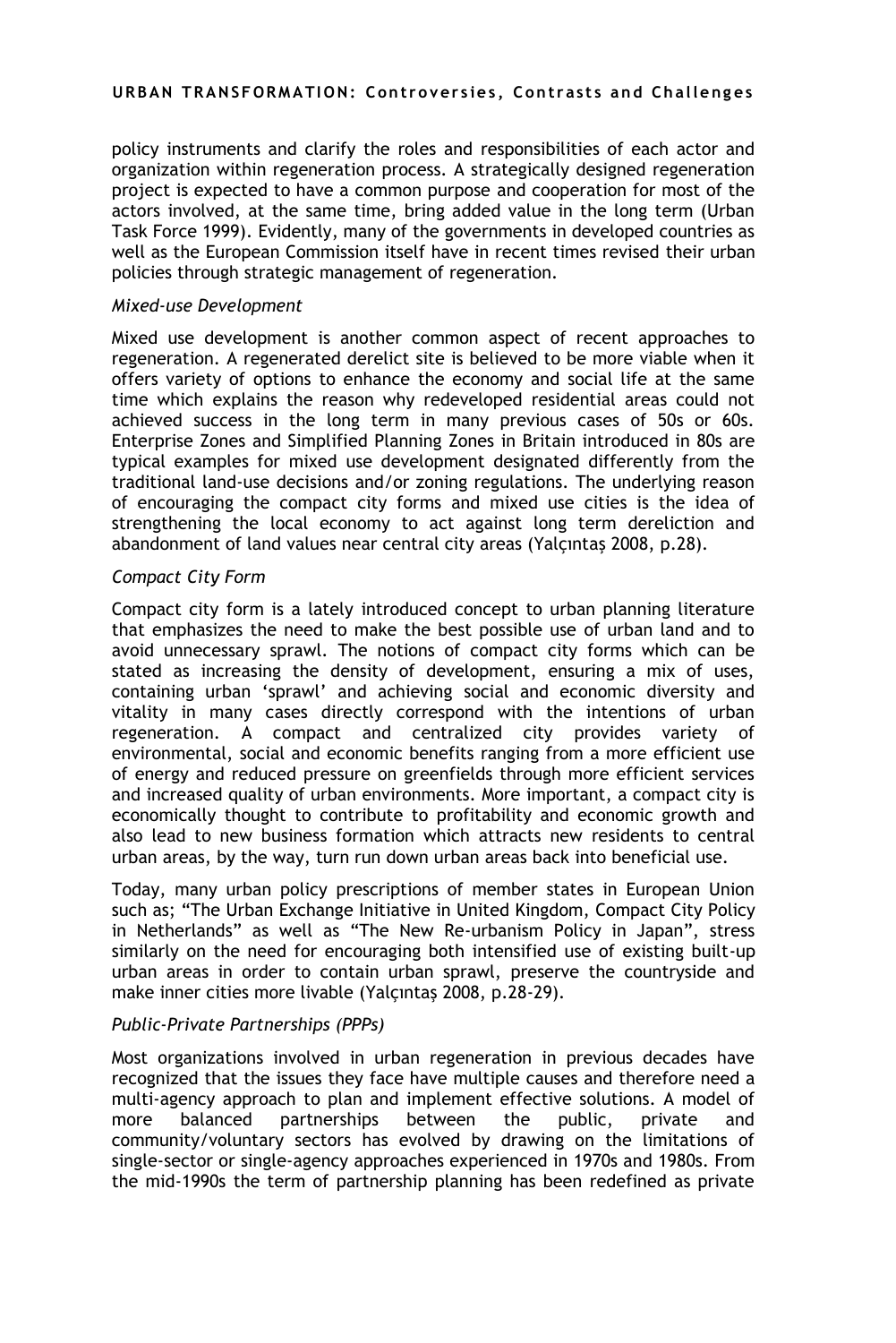policy instruments and clarify the roles and responsibilities of each actor and organization within regeneration process. A strategically designed regeneration project is expected to have a common purpose and cooperation for most of the actors involved, at the same time, bring added value in the long term (Urban Task Force 1999). Evidently, many of the governments in developed countries as well as the European Commission itself have in recent times revised their urban policies through strategic management of regeneration.

*Mixed-use Development*

Mixed use development is another common aspect of recent approaches to regeneration. A regenerated derelict site is believed to be more viable when it offers variety of options to enhance the economy and social life at the same time which explains the reason why redeveloped residential areas could not achieved success in the long term in many previous cases of 50s or 60s. Enterprise Zones and Simplified Planning Zones in Britain introduced in 80s are typical examples for mixed use development designated differently from the traditional land-use decisions and/or zoning regulations. The underlying reason of encouraging the compact city forms and mixed use cities is the idea of strengthening the local economy to act against long term dereliction and abandonment of land values near central city areas (Yalçıntaş 2008, p.28).

*Compact City Form*

Compact city form is a lately introduced concept to urban planning literature that emphasizes the need to make the best possible use of urban land and to avoid unnecessary sprawl. The notions of compact city forms which can be stated as increasing the density of development, ensuring a mix of uses, containing urban 'sprawl' and achieving social and economic diversity and vitality in many cases directly correspond with the intentions of urban regeneration. A compact and centralized city provides variety of environmental, social and economic benefits ranging from a more efficient use of energy and reduced pressure on greenfields through more efficient services and increased quality of urban environments. More important, a compact city is economically thought to contribute to profitability and economic growth and also lead to new business formation which attracts new residents to central urban areas, by the way, turn run down urban areas back into beneficial use.

Today, many urban policy prescriptions of member states in European Union such as; "The Urban Exchange Initiative in United Kingdom, Compact City Policy in Netherlands" as well as "The New Re-urbanism Policy in Japan", stress similarly on the need for encouraging both intensified use of existing built-up urban areas in order to contain urban sprawl, preserve the countryside and make inner cities more livable (Yalçıntaş 2008, p.28-29).

*Public-Private Partnerships (PPPs)*

Most organizations involved in urban regeneration in previous decades have recognized that the issues they face have multiple causes and therefore need a multi-agency approach to plan and implement effective solutions. A model of more balanced partnerships between the public, private and community/voluntary sectors has evolved by drawing on the limitations of single-sector or single-agency approaches experienced in 1970s and 1980s. From the mid-1990s the term of partnership planning has been redefined as private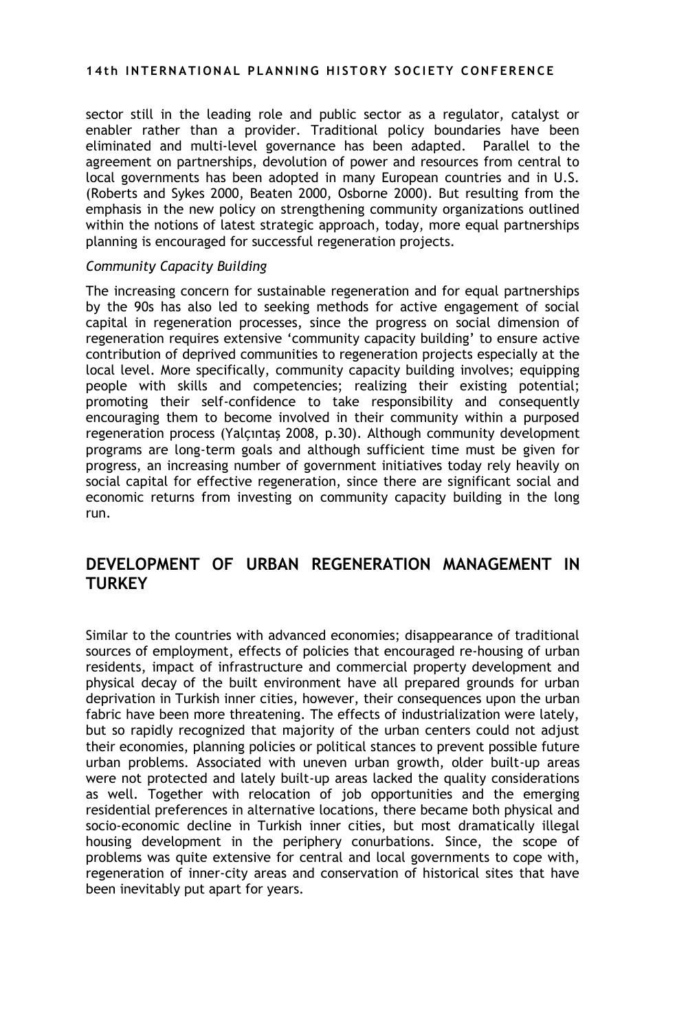sector still in the leading role and public sector as a regulator, catalyst or enabler rather than a provider. Traditional policy boundaries have been eliminated and multi-level governance has been adapted. Parallel to the agreement on partnerships, devolution of power and resources from central to local governments has been adopted in many European countries and in U.S. (Roberts and Sykes 2000, Beaten 2000, Osborne 2000). But resulting from the emphasis in the new policy on strengthening community organizations outlined within the notions of latest strategic approach, today, more equal partnerships planning is encouraged for successful regeneration projects.

*Community Capacity Building*

The increasing concern for sustainable regeneration and for equal partnerships by the 90s has also led to seeking methods for active engagement of social capital in regeneration processes, since the progress on social dimension of regeneration requires extensive 'community capacity building' to ensure active contribution of deprived communities to regeneration projects especially at the local level. More specifically, community capacity building involves; equipping people with skills and competencies; realizing their existing potential; promoting their self-confidence to take responsibility and consequently encouraging them to become involved in their community within a purposed regeneration process (Yalçıntaş 2008, p.30). Although community development programs are long-term goals and although sufficient time must be given for progress, an increasing number of government initiatives today rely heavily on social capital for effective regeneration, since there are significant social and economic returns from investing on community capacity building in the long run.

## DEVELOPMENT OF URBAN REGENERATION MANAGEMENT IN TURKEY

Similar to the countries with advanced economies; disappearance of traditional sources of employment, effects of policies that encouraged re-housing of urban residents, impact of infrastructure and commercial property development and physical decay of the built environment have all prepared grounds for urban deprivation in Turkish inner cities, however, their consequences upon the urban fabric have been more threatening. The effects of industrialization were lately, but so rapidly recognized that majority of the urban centers could not adjust their economies, planning policies or political stances to prevent possible future urban problems. Associated with uneven urban growth, older built-up areas were not protected and lately built-up areas lacked the quality considerations as well. Together with relocation of job opportunities and the emerging residential preferences in alternative locations, there became both physical and socio-economic decline in Turkish inner cities, but most dramatically illegal housing development in the periphery conurbations. Since, the scope of problems was quite extensive for central and local governments to cope with, regeneration of inner-city areas and conservation of historical sites that have been inevitably put apart for years.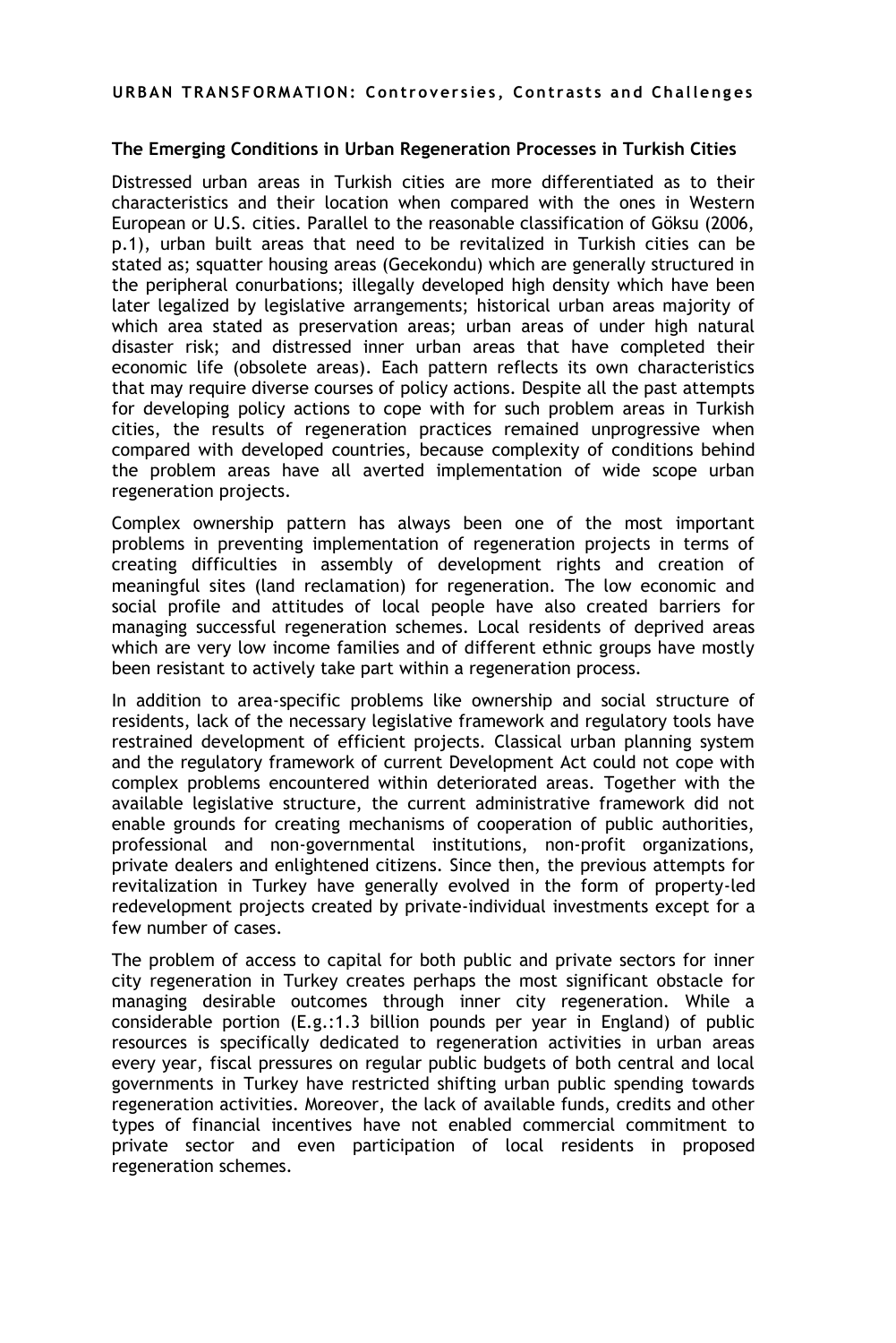### The Emerging Conditions in Urban Regeneration Processes in Turkish Cities

Distressed urban areas in Turkish cities are more differentiated as to their characteristics and their location when compared with the ones in Western European or U.S. cities. Parallel to the reasonable classification of Göksu (2006, p.1), urban built areas that need to be revitalized in Turkish cities can be stated as; squatter housing areas (Gecekondu) which are generally structured in the peripheral conurbations; illegally developed high density which have been later legalized by legislative arrangements; historical urban areas majority of which area stated as preservation areas; urban areas of under high natural disaster risk; and distressed inner urban areas that have completed their economic life (obsolete areas). Each pattern reflects its own characteristics that may require diverse courses of policy actions. Despite all the past attempts for developing policy actions to cope with for such problem areas in Turkish cities, the results of regeneration practices remained unprogressive when compared with developed countries, because complexity of conditions behind the problem areas have all averted implementation of wide scope urban regeneration projects.

Complex ownership pattern has always been one of the most important problems in preventing implementation of regeneration projects in terms of creating difficulties in assembly of development rights and creation of meaningful sites (land reclamation) for regeneration. The low economic and social profile and attitudes of local people have also created barriers for managing successful regeneration schemes. Local residents of deprived areas which are very low income families and of different ethnic groups have mostly been resistant to actively take part within a regeneration process.

In addition to area-specific problems like ownership and social structure of residents, lack of the necessary legislative framework and regulatory tools have restrained development of efficient projects. Classical urban planning system and the regulatory framework of current Development Act could not cope with complex problems encountered within deteriorated areas. Together with the available legislative structure, the current administrative framework did not enable grounds for creating mechanisms of cooperation of public authorities, professional and non-governmental institutions, non-profit organizations, private dealers and enlightened citizens. Since then, the previous attempts for revitalization in Turkey have generally evolved in the form of property-led redevelopment projects created by private-individual investments except for a few number of cases.

The problem of access to capital for both public and private sectors for inner city regeneration in Turkey creates perhaps the most significant obstacle for managing desirable outcomes through inner city regeneration. While a considerable portion (E.g.:1.3 billion pounds per year in England) of public resources is specifically dedicated to regeneration activities in urban areas every year, fiscal pressures on regular public budgets of both central and local governments in Turkey have restricted shifting urban public spending towards regeneration activities. Moreover, the lack of available funds, credits and other types of financial incentives have not enabled commercial commitment to private sector and even participation of local residents in proposed regeneration schemes.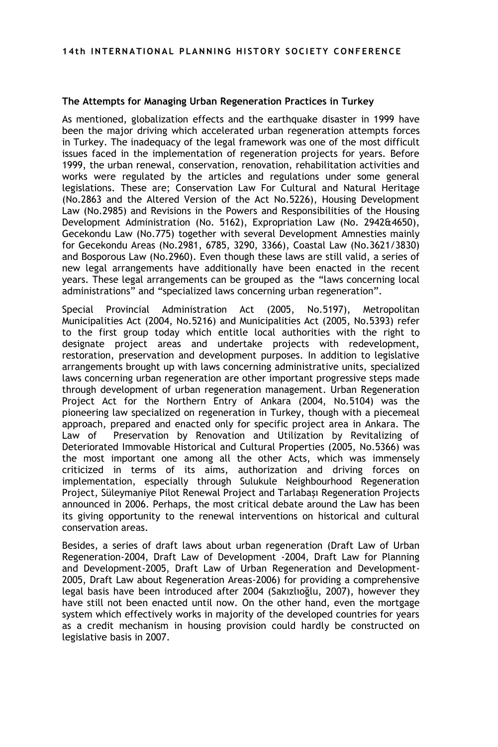**The Attempts for Managing Urban Regeneration Practices in Turkey**

As mentioned, globalization effects and the earthquake disaster in 1999 have been the major driving which accelerated urban regeneration attempts forces in Turkey. The inadequacy of the legal framework was one of the most difficult issues faced in the implementation of regeneration projects for years. Before 1999, the urban renewal, conservation, renovation, rehabilitation activities and works were regulated by the articles and regulations under some general legislations. These are; Conservation Law For Cultural and Natural Heritage (No.2863 and the Altered Version of the Act No.5226), Housing Development Law (No.2985) and Revisions in the Powers and Responsibilities of the Housing Development Administration (No. 5162), Expropriation Law (No. 2942&4650), Gecekondu Law (No.775) together with several Development Amnesties mainly for Gecekondu Areas (No.2981, 6785, 3290, 3366), Coastal Law (No.3621/3830) and Bosporous Law (No.2960). Even though these laws are still valid, a series of new legal arrangements have additionally have been enacted in the recent years. These legal arrangements can be grouped as the "laws concerning local administrations" and "specialized laws concerning urban regeneration".

Special Provincial Administration Act (2005, No.5197), Metropolitan Municipalities Act (2004, No.5216) and Municipalities Act (2005, No.5393) refer to the first group today which entitle local authorities with the right to designate project areas and undertake projects with redevelopment, restoration, preservation and development purposes. In addition to legislative arrangements brought up with laws concerning administrative units, specialized laws concerning urban regeneration are other important progressive steps made through development of urban regeneration management. Urban Regeneration Project Act for the Northern Entry of Ankara (2004, No.5104) was the pioneering law specialized on regeneration in Turkey, though with a piecemeal approach, prepared and enacted only for specific project area in Ankara. The Law of Preservation by Renovation and Utilization by Revitalizing of Deteriorated Immovable Historical and Cultural Properties (2005, No.5366) was the most important one among all the other Acts, which was immensely criticized in terms of its aims, authorization and driving forces on implementation, especially through Sulukule Neighbourhood Regeneration Project, Süleymaniye Pilot Renewal Project and Tarlabaşı Regeneration Projects announced in 2006. Perhaps, the most critical debate around the Law has been its giving opportunity to the renewal interventions on historical and cultural conservation areas.

Besides, a series of draft laws about urban regeneration (Draft Law of Urban Regeneration-2004, Draft Law of Development -2004, Draft Law for Planning and Development-2005, Draft Law of Urban Regeneration and Development-2005, Draft Law about Regeneration Areas-2006) for providing a comprehensive legal basis have been introduced after 2004 (Sakızlıoğlu, 2007), however they have still not been enacted until now. On the other hand, even the mortgage system which effectively works in majority of the developed countries for years as a credit mechanism in housing provision could hardly be constructed on legislative basis in 2007.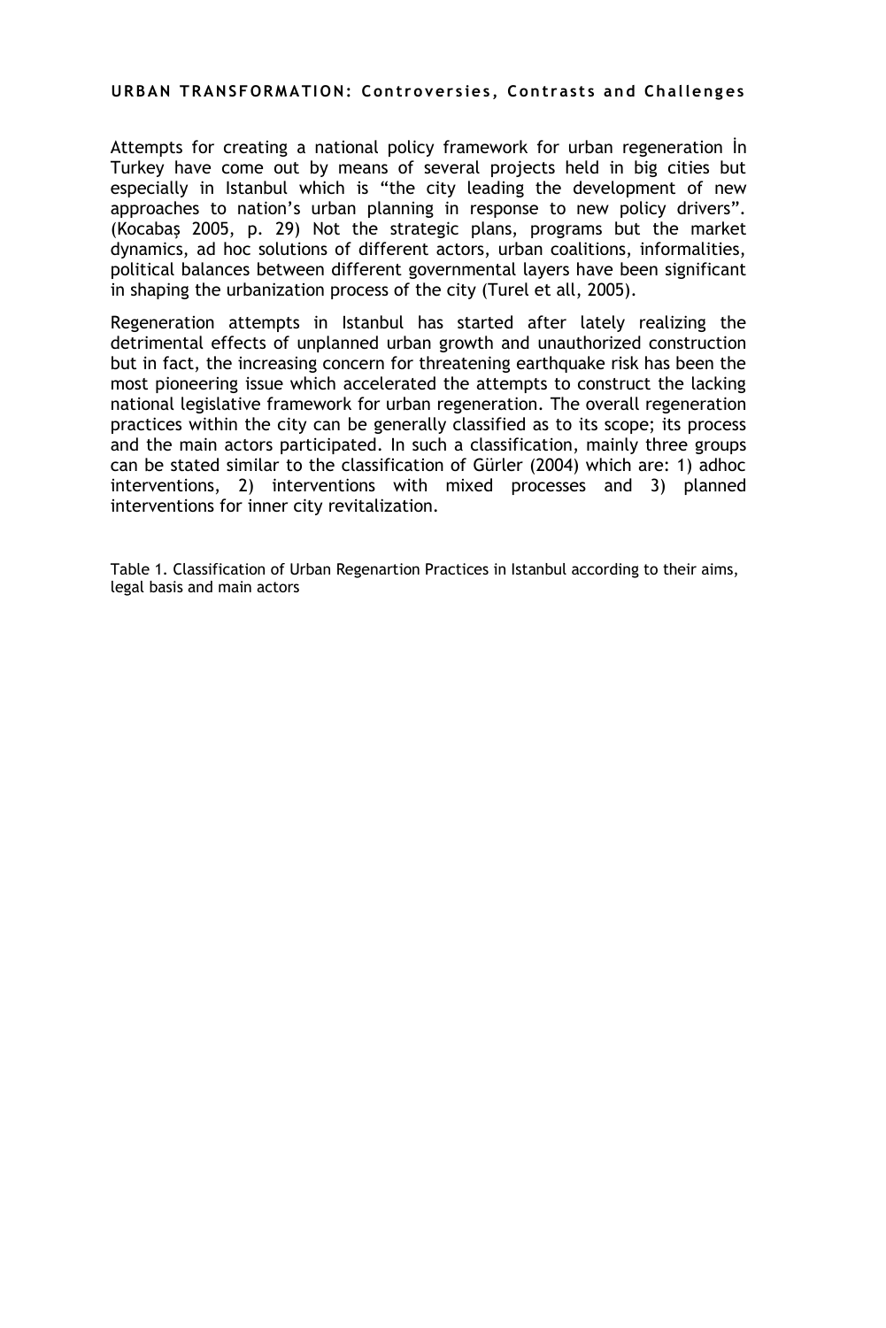Attempts for creating a national policy framework for urban regeneration İn Turkey have come out by means of several projects held in big cities but especially in Istanbul which is “the city leading the development of new approaches to nation’s urban planning in response to new policy drivers”. (Kocabaş 2005, p. 29) Not the strategic plans, programs but the market dynamics, ad hoc solutions of different actors, urban coalitions, informalities, political balances between different governmental layers have been significant in shaping the urbanization process of the city (Turel et all, 2005).

Regeneration attempts in Istanbul has started after lately realizing the detrimental effects of unplanned urban growth and unauthorized construction but in fact, the increasing concern for threatening earthquake risk has been the most pioneering issue which accelerated the attempts to construct the lacking national legislative framework for urban regeneration. The overall regeneration practices within the city can be generally classified as to its scope; its process and the main actors participated. In such a classification, mainly three groups can be stated similar to the classification of Gürler (2004) which are: 1) adhoc interventions, 2) interventions with mixed processes and 3) planned interventions for inner city revitalization.

Table 1. Classification of Urban Regenartion Practices in Istanbul according to their aims, legal basis and main actors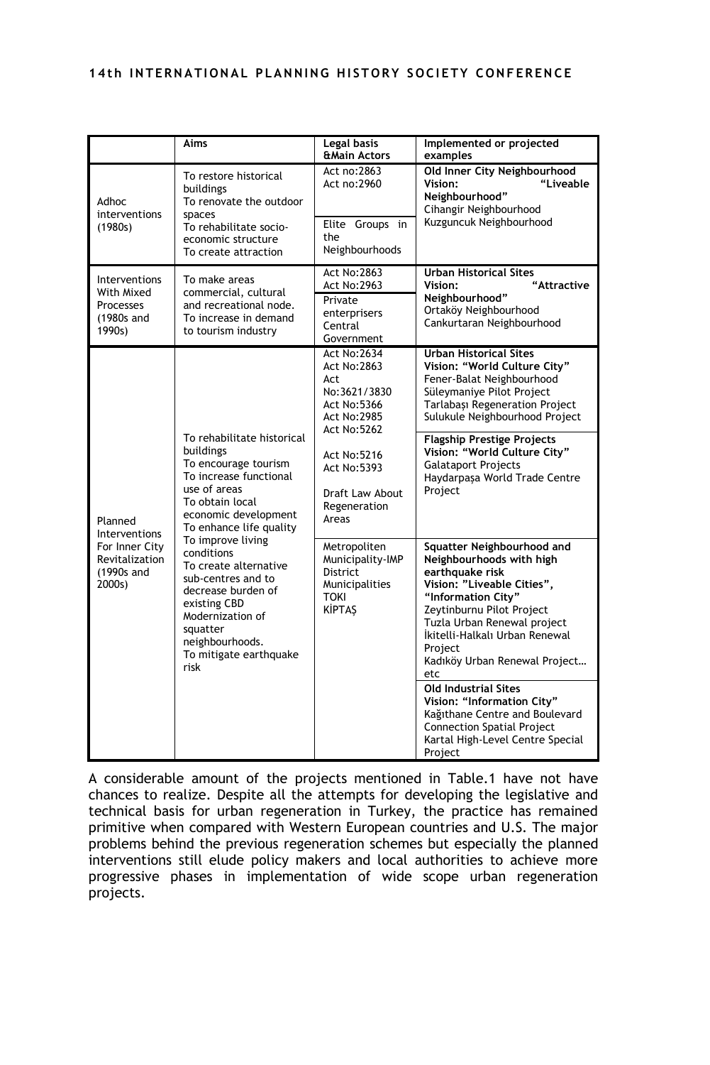| | Aims | Legal basis &Main Actors | Implemented or projected examples |
|---|---|---|---|
| Adhoc interventions (1980s) | To restore historical buildings<br>To renovate the outdoor spaces<br>To rehabilitate socio-economic structure<br>To create attraction | Act no:2863<br>Act no:2960<br><br>Elite Groups in the Neighbourhoods | **Old Inner City Neighbourhood**<br>**Vision: "Liveable Neighbourhood"**<br>Cihangir Neighbourhood<br>Kuzguncuk Neighbourhood |
| Interventions With Mixed Processes (1980s and 1990s) | To make areas commercial, cultural and recreational node.<br>To increase in demand to tourism industry | Act No:2863<br>Act No:2963<br><br>Private enterprisers<br>Central Government | **Urban Historical Sites**<br>**Vision: "Attractive Neighbourhood"**<br>Ortaköy Neighbourhood<br>Cankurtaran Neighbourhood |
| Planned Interventions For Inner City Revitalization (1990s and 2000s) | To rehabilitate historical buildings<br>To encourage tourism<br>To increase functional use of areas<br>To obtain local economic development<br>To enhance life quality<br>To improve living conditions<br>To create alternative sub-centres and to decrease burden of existing CBD<br>Modernization of squatter neighbourhoods.<br>To mitigate earthquake risk | Act No:2634<br>Act No:2863<br>Act No:3621/3830<br>Act No:5366<br>Act No:2985<br>Act No:5262<br><br>Act No:5216<br>Act No:5393<br><br>Draft Law About Regeneration Areas<br><br>Metropoliten Municipality-IMP<br>District Municipalities<br>TOKI<br>KİPTAŞ | **Urban Historical Sites**<br>**Vision: "World Culture City"**<br>Fener-Balat Neighbourhood<br>Süleymaniye Pilot Project<br>Tarlabaşı Regeneration Project<br>Sulukule Neighbourhood Project<br><br>**Flagship Prestige Projects**<br>**Vision: "World Culture City"**<br>Galataport Projects<br>Haydarpaşa World Trade Centre Project<br><br>**Squatter Neighbourhood and Neighbourhoods with high earthquake risk**<br>**Vision: "Liveable Cities", "Information City"**<br>Zeytinburnu Pilot Project<br>Tuzla Urban Renewal project<br>İkitelli-Halkalı Urban Renewal Project<br>Kadıköy Urban Renewal Project… etc<br><br>**Old Industrial Sites**<br>**Vision: "Information City"**<br>Kağıthane Centre and Boulevard Connection Spatial Project<br>Kartal High-Level Centre Special Project |

A considerable amount of the projects mentioned in Table.1 have not have chances to realize. Despite all the attempts for developing the legislative and technical basis for urban regeneration in Turkey, the practice has remained primitive when compared with Western European countries and U.S. The major problems behind the previous regeneration schemes but especially the planned interventions still elude policy makers and local authorities to achieve more progressive phases in implementation of wide scope urban regeneration projects.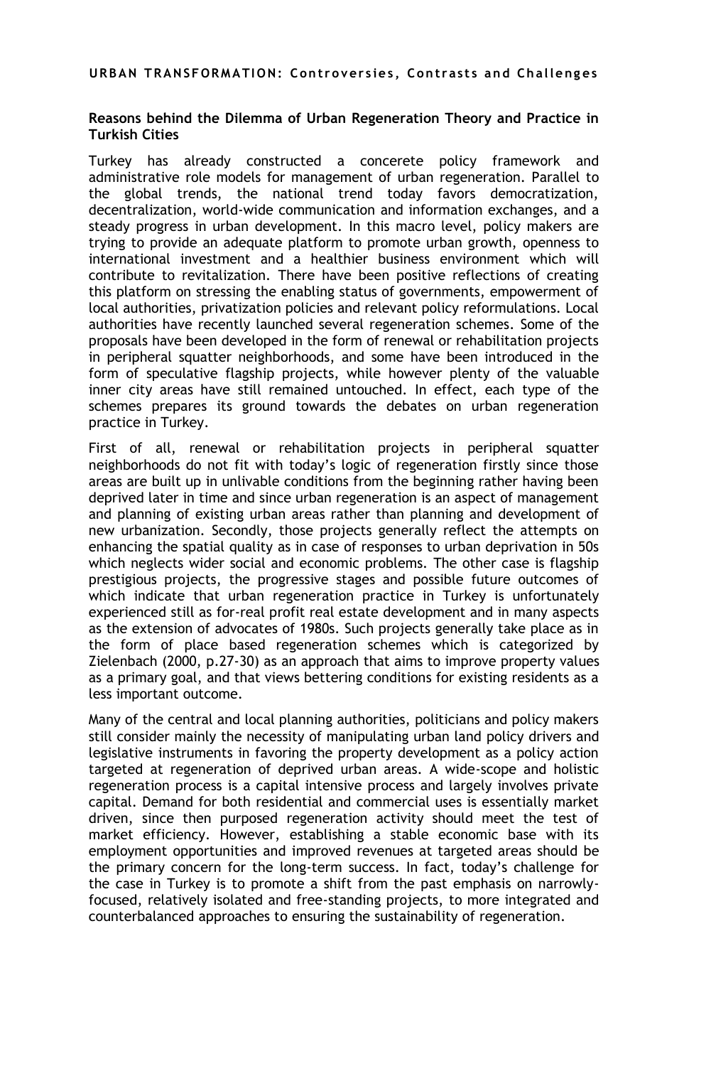**Reasons behind the Dilemma of Urban Regeneration Theory and Practice in Turkish Cities**

Turkey has already constructed a concerete policy framework and administrative role models for management of urban regeneration. Parallel to the global trends, the national trend today favors democratization, decentralization, world-wide communication and information exchanges, and a steady progress in urban development. In this macro level, policy makers are trying to provide an adequate platform to promote urban growth, openness to international investment and a healthier business environment which will contribute to revitalization. There have been positive reflections of creating this platform on stressing the enabling status of governments, empowerment of local authorities, privatization policies and relevant policy reformulations. Local authorities have recently launched several regeneration schemes. Some of the proposals have been developed in the form of renewal or rehabilitation projects in peripheral squatter neighborhoods, and some have been introduced in the form of speculative flagship projects, while however plenty of the valuable inner city areas have still remained untouched. In effect, each type of the schemes prepares its ground towards the debates on urban regeneration practice in Turkey.

First of all, renewal or rehabilitation projects in peripheral squatter neighborhoods do not fit with today's logic of regeneration firstly since those areas are built up in unlivable conditions from the beginning rather having been deprived later in time and since urban regeneration is an aspect of management and planning of existing urban areas rather than planning and development of new urbanization. Secondly, those projects generally reflect the attempts on enhancing the spatial quality as in case of responses to urban deprivation in 50s which neglects wider social and economic problems. The other case is flagship prestigious projects, the progressive stages and possible future outcomes of which indicate that urban regeneration practice in Turkey is unfortunately experienced still as for-real profit real estate development and in many aspects as the extension of advocates of 1980s. Such projects generally take place as in the form of place based regeneration schemes which is categorized by Zielenbach (2000, p.27-30) as an approach that aims to improve property values as a primary goal, and that views bettering conditions for existing residents as a less important outcome.

Many of the central and local planning authorities, politicians and policy makers still consider mainly the necessity of manipulating urban land policy drivers and legislative instruments in favoring the property development as a policy action targeted at regeneration of deprived urban areas. A wide-scope and holistic regeneration process is a capital intensive process and largely involves private capital. Demand for both residential and commercial uses is essentially market driven, since then purposed regeneration activity should meet the test of market efficiency. However, establishing a stable economic base with its employment opportunities and improved revenues at targeted areas should be the primary concern for the long-term success. In fact, today's challenge for the case in Turkey is to promote a shift from the past emphasis on narrowly-focused, relatively isolated and free-standing projects, to more integrated and counterbalanced approaches to ensuring the sustainability of regeneration.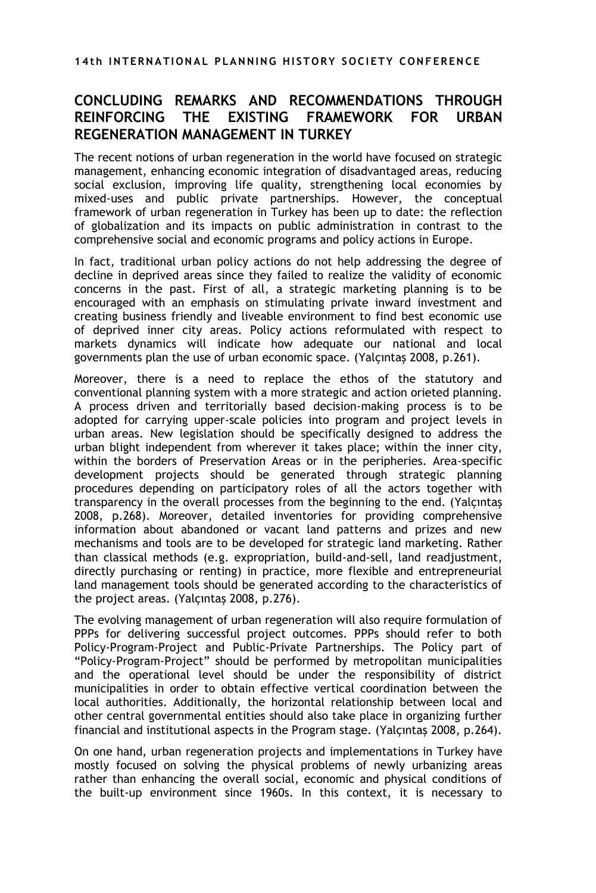## CONCLUDING REMARKS AND RECOMMENDATIONS THROUGH REINFORCING THE EXISTING FRAMEWORK FOR URBAN REGENERATION MANAGEMENT IN TURKEY

The recent notions of urban regeneration in the world have focused on strategic management, enhancing economic integration of disadvantaged areas, reducing social exclusion, improving life quality, strengthening local economies by mixed-uses and public private partnerships. However, the conceptual framework of urban regeneration in Turkey has been up to date: the reflection of globalization and its impacts on public administration in contrast to the comprehensive social and economic programs and policy actions in Europe.

In fact, traditional urban policy actions do not help addressing the degree of decline in deprived areas since they failed to realize the validity of economic concerns in the past. First of all, a strategic marketing planning is to be encouraged with an emphasis on stimulating private inward investment and creating business friendly and liveable environment to find best economic use of deprived inner city areas. Policy actions reformulated with respect to markets dynamics will indicate how adequate our national and local governments plan the use of urban economic space. (Yalçıntaş 2008, p.261).

Moreover, there is a need to replace the ethos of the statutory and conventional planning system with a more strategic and action orieted planning. A process driven and territorially based decision-making process is to be adopted for carrying upper-scale policies into program and project levels in urban areas. New legislation should be specifically designed to address the urban blight independent from wherever it takes place; within the inner city, within the borders of Preservation Areas or in the peripheries. Area-specific development projects should be generated through strategic planning procedures depending on participatory roles of all the actors together with transparency in the overall processes from the beginning to the end. (Yalçıntaş 2008, p.268). Moreover, detailed inventories for providing comprehensive information about abandoned or vacant land patterns and prizes and new mechanisms and tools are to be developed for strategic land marketing. Rather than classical methods (e.g. expropriation, build-and-sell, land readjustment, directly purchasing or renting) in practice, more flexible and entrepreneurial land management tools should be generated according to the characteristics of the project areas. (Yalçıntaş 2008, p.276).

The evolving management of urban regeneration will also require formulation of PPPs for delivering successful project outcomes. PPPs should refer to both Policy-Program-Project and Public-Private Partnerships. The Policy part of "Policy-Program-Project" should be performed by metropolitan municipalities and the operational level should be under the responsibility of district municipalities in order to obtain effective vertical coordination between the local authorities. Additionally, the horizontal relationship between local and other central governmental entities should also take place in organizing further financial and institutional aspects in the Program stage. (Yalçıntaş 2008, p.264).

On one hand, urban regeneration projects and implementations in Turkey have mostly focused on solving the physical problems of newly urbanizing areas rather than enhancing the overall social, economic and physical conditions of the built-up environment since 1960s. In this context, it is necessary to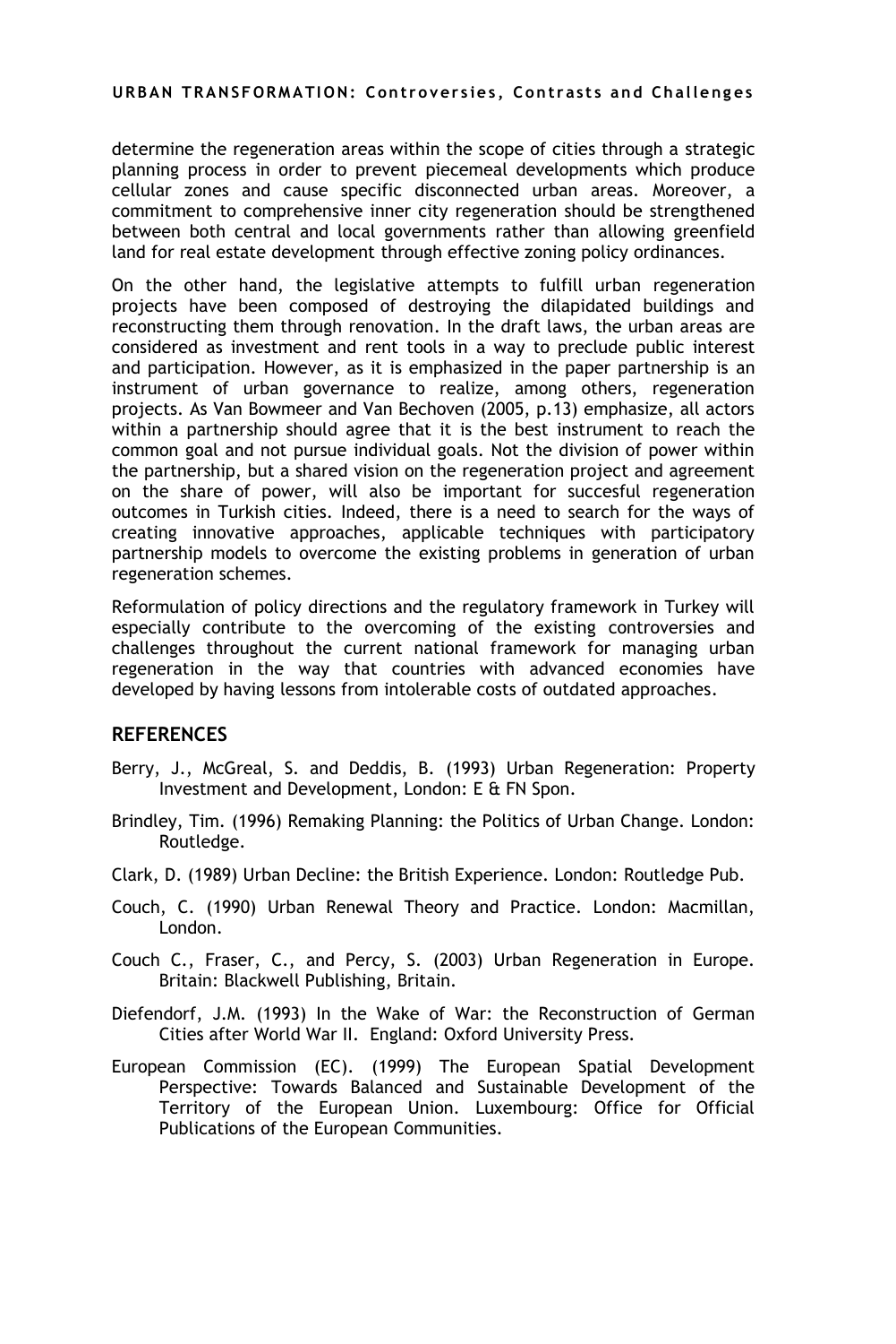determine the regeneration areas within the scope of cities through a strategic planning process in order to prevent piecemeal developments which produce cellular zones and cause specific disconnected urban areas. Moreover, a commitment to comprehensive inner city regeneration should be strengthened between both central and local governments rather than allowing greenfield land for real estate development through effective zoning policy ordinances.

On the other hand, the legislative attempts to fulfill urban regeneration projects have been composed of destroying the dilapidated buildings and reconstructing them through renovation. In the draft laws, the urban areas are considered as investment and rent tools in a way to preclude public interest and participation. However, as it is emphasized in the paper partnership is an instrument of urban governance to realize, among others, regeneration projects. As Van Bowmeer and Van Bechoven (2005, p.13) emphasize, all actors within a partnership should agree that it is the best instrument to reach the common goal and not pursue individual goals. Not the division of power within the partnership, but a shared vision on the regeneration project and agreement on the share of power, will also be important for succesful regeneration outcomes in Turkish cities. Indeed, there is a need to search for the ways of creating innovative approaches, applicable techniques with participatory partnership models to overcome the existing problems in generation of urban regeneration schemes.

Reformulation of policy directions and the regulatory framework in Turkey will especially contribute to the overcoming of the existing controversies and challenges throughout the current national framework for managing urban regeneration in the way that countries with advanced economies have developed by having lessons from intolerable costs of outdated approaches.

## REFERENCES

Berry, J., McGreal, S. and Deddis, B. (1993) Urban Regeneration: Property Investment and Development, London: E & FN Spon.

Brindley, Tim. (1996) Remaking Planning: the Politics of Urban Change. London: Routledge.

Clark, D. (1989) Urban Decline: the British Experience. London: Routledge Pub.

Couch, C. (1990) Urban Renewal Theory and Practice. London: Macmillan, London.

Couch C., Fraser, C., and Percy, S. (2003) Urban Regeneration in Europe. Britain: Blackwell Publishing, Britain.

Diefendorf, J.M. (1993) In the Wake of War: the Reconstruction of German Cities after World War II. England: Oxford University Press.

European Commission (EC). (1999) The European Spatial Development Perspective: Towards Balanced and Sustainable Development of the Territory of the European Union. Luxembourg: Office for Official Publications of the European Communities.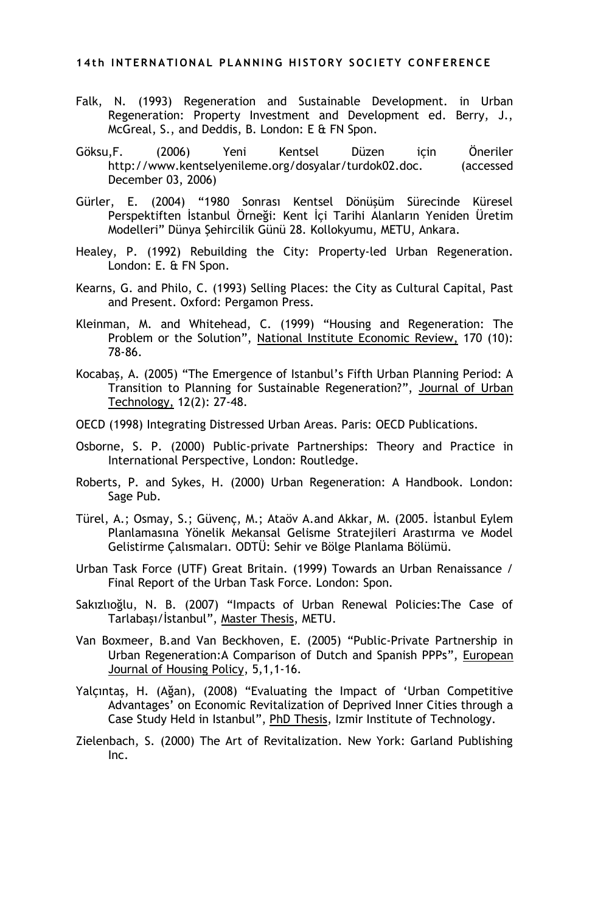Falk, N. (1993) Regeneration and Sustainable Development. in Urban Regeneration: Property Investment and Development ed. Berry, J., McGreal, S., and Deddis, B. London: E & FN Spon.

Göksu,F. (2006) Yeni Kentsel Düzen için Öneriler http://www.kentselyenileme.org/dosyalar/turdok02.doc. (accessed December 03, 2006)

Gürler, E. (2004) "1980 Sonrası Kentsel Dönüşüm Sürecinde Küresel Perspektiften İstanbul Örneği: Kent İçi Tarihi Alanların Yeniden Üretim Modelleri" Dünya Şehircilik Günü 28. Kollokyumu, METU, Ankara.

Healey, P. (1992) Rebuilding the City: Property-led Urban Regeneration. London: E. & FN Spon.

Kearns, G. and Philo, C. (1993) Selling Places: the City as Cultural Capital, Past and Present. Oxford: Pergamon Press.

Kleinman, M. and Whitehead, C. (1999) "Housing and Regeneration: The Problem or the Solution", National Institute Economic Review, 170 (10): 78-86.

Kocabaş, A. (2005) "The Emergence of Istanbul's Fifth Urban Planning Period: A Transition to Planning for Sustainable Regeneration?", Journal of Urban Technology, 12(2): 27-48.

OECD (1998) Integrating Distressed Urban Areas. Paris: OECD Publications.

Osborne, S. P. (2000) Public-private Partnerships: Theory and Practice in International Perspective, London: Routledge.

Roberts, P. and Sykes, H. (2000) Urban Regeneration: A Handbook. London: Sage Pub.

Türel, A.; Osmay, S.; Güvenç, M.; Ataöv A.and Akkar, M. (2005. İstanbul Eylem Planlamasına Yönelik Mekansal Gelisme Stratejileri Arastırma ve Model Gelistirme Çalısmaları. ODTÜ: Sehir ve Bölge Planlama Bölümü.

Urban Task Force (UTF) Great Britain. (1999) Towards an Urban Renaissance / Final Report of the Urban Task Force. London: Spon.

Sakızlıoğlu, N. B. (2007) "Impacts of Urban Renewal Policies:The Case of Tarlabaşı/İstanbul", Master Thesis, METU.

Van Boxmeer, B.and Van Beckhoven, E. (2005) "Public-Private Partnership in Urban Regeneration:A Comparison of Dutch and Spanish PPPs", European Journal of Housing Policy, 5,1,1-16.

Yalçıntaş, H. (Ağan), (2008) "Evaluating the Impact of 'Urban Competitive Advantages' on Economic Revitalization of Deprived Inner Cities through a Case Study Held in Istanbul", PhD Thesis, Izmir Institute of Technology.

Zielenbach, S. (2000) The Art of Revitalization. New York: Garland Publishing Inc.